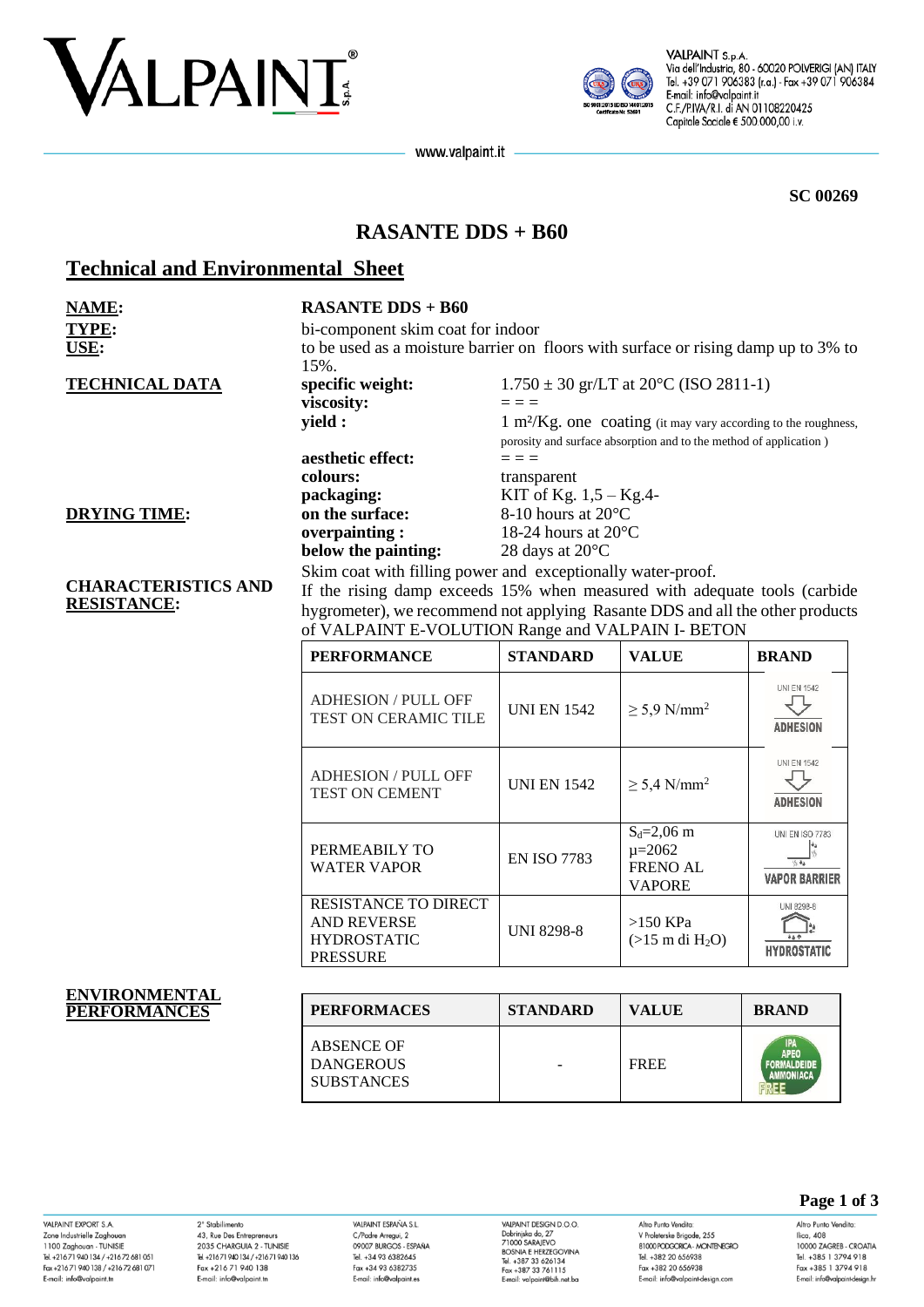**SC 00269**

# RASANTE DDS + B60

## Technical and Environmental Sheet

**NAME:** **RASANTE DDS + B60**

**TYPE:** bi-component skim coat for indoor

**USE:** to be used as a moisture barrier on floors with surface or rising damp up to 3% to 15%.

**TECHNICAL DATA**

**specific weight:** 1.750 ± 30 gr/LT at 20°C (ISO 2811-1)

**viscosity:** = = =

**yield :** 1 m²/Kg. one coating (it may vary according to the roughness, porosity and surface absorption and to the method of application )

**aesthetic effect:** = = =

**colours:** transparent

**packaging:** KIT of Kg. 1,5 – Kg.4-

**DRYING TIME:**

**on the surface:** 8-10 hours at 20°C

**overpainting :** 18-24 hours at 20°C

**below the painting:** 28 days at 20°C

**CHARACTERISTICS AND RESISTANCE:**

Skim coat with filling power and exceptionally water-proof.

If the rising damp exceeds 15% when measured with adequate tools (carbide hygrometer), we recommend not applying Rasante DDS and all the other products of VALPAINT E-VOLUTION Range and VALPAIN I- BETON

| PERFORMANCE | STANDARD | VALUE | BRAND |
|---|---|---|---|
| ADHESION / PULL OFF TEST ON CERAMIC TILE | UNI EN 1542 | ≥ 5,9 N/mm² | UNI EN 1542 ADHESION |
| ADHESION / PULL OFF TEST ON CEMENT | UNI EN 1542 | ≥ 5,4 N/mm² | UNI EN 1542 ADHESION |
| PERMEABILY TO WATER VAPOR | EN ISO 7783 | $S_d$=2,06 m μ=2062 FRENO AL VAPORE | UNI EN ISO 7783 VAPOR BARRIER |
| RESISTANCE TO DIRECT AND REVERSE HYDROSTATIC PRESSURE | UNI 8298-8 | >150 KPa (>15 m di $H_2O$) | UNI 8298-8 HYDROSTATIC |

**ENVIRONMENTAL PERFORMANCES**

| PERFORMACES | STANDARD | VALUE | BRAND |
|---|---|---|---|
| ABSENCE OF DANGEROUS SUBSTANCES | - | FREE | IPA APEO FORMALDEIDE AMMONIACA FREE |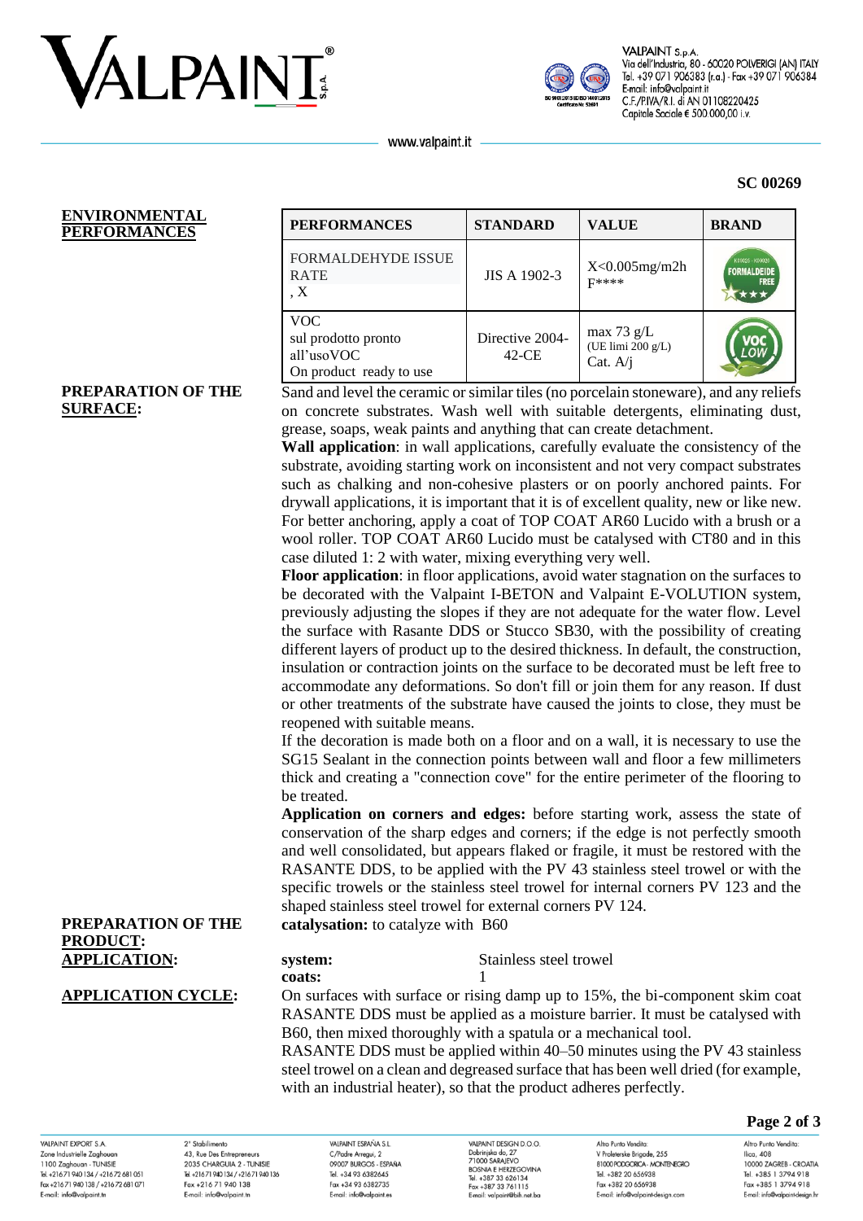SC 00269

**ENVIRONMENTAL PERFORMANCES**

| PERFORMANCES | STANDARD | VALUE | BRAND |
|---|---|---|---|
| FORMALDEHYDE ISSUE RATE , X | JIS A 1902-3 | X<0.005mg/m2h F**** | FORMALDEIDE FREE |
| VOC sul prodotto pronto all'usoVOC On product ready to use | Directive 2004-42-CE | max 73 g/L (UE limi 200 g/L) Cat. A/j | VOC LOW |

**PREPARATION OF THE SURFACE:**

Sand and level the ceramic or similar tiles (no porcelain stoneware), and any reliefs on concrete substrates. Wash well with suitable detergents, eliminating dust, grease, soaps, weak paints and anything that can create detachment.

**Wall application**: in wall applications, carefully evaluate the consistency of the substrate, avoiding starting work on inconsistent and not very compact substrates such as chalking and non-cohesive plasters or on poorly anchored paints. For drywall applications, it is important that it is of excellent quality, new or like new. For better anchoring, apply a coat of TOP COAT AR60 Lucido with a brush or a wool roller. TOP COAT AR60 Lucido must be catalysed with CT80 and in this case diluted 1: 2 with water, mixing everything very well.

**Floor application**: in floor applications, avoid water stagnation on the surfaces to be decorated with the Valpaint I-BETON and Valpaint E-VOLUTION system, previously adjusting the slopes if they are not adequate for the water flow. Level the surface with Rasante DDS or Stucco SB30, with the possibility of creating different layers of product up to the desired thickness. In default, the construction, insulation or contraction joints on the surface to be decorated must be left free to accommodate any deformations. So don't fill or join them for any reason. If dust or other treatments of the substrate have caused the joints to close, they must be reopened with suitable means.

If the decoration is made both on a floor and on a wall, it is necessary to use the SG15 Sealant in the connection points between wall and floor a few millimeters thick and creating a "connection cove" for the entire perimeter of the flooring to be treated.

**Application on corners and edges:** before starting work, assess the state of conservation of the sharp edges and corners; if the edge is not perfectly smooth and well consolidated, but appears flaked or fragile, it must be restored with the RASANTE DDS, to be applied with the PV 43 stainless steel trowel or with the specific trowels or the stainless steel trowel for internal corners PV 123 and the shaped stainless steel trowel for external corners PV 124.

**PREPARATION OF THE PRODUCT:**

**catalysation:** to catalyze with B60

**APPLICATION:**

**system:** Stainless steel trowel

**coats:** 1

**APPLICATION CYCLE:**

On surfaces with surface or rising damp up to 15%, the bi-component skim coat RASANTE DDS must be applied as a moisture barrier. It must be catalysed with B60, then mixed thoroughly with a spatula or a mechanical tool.

RASANTE DDS must be applied within 40–50 minutes using the PV 43 stainless steel trowel on a clean and degreased surface that has been well dried (for example, with an industrial heater), so that the product adheres perfectly.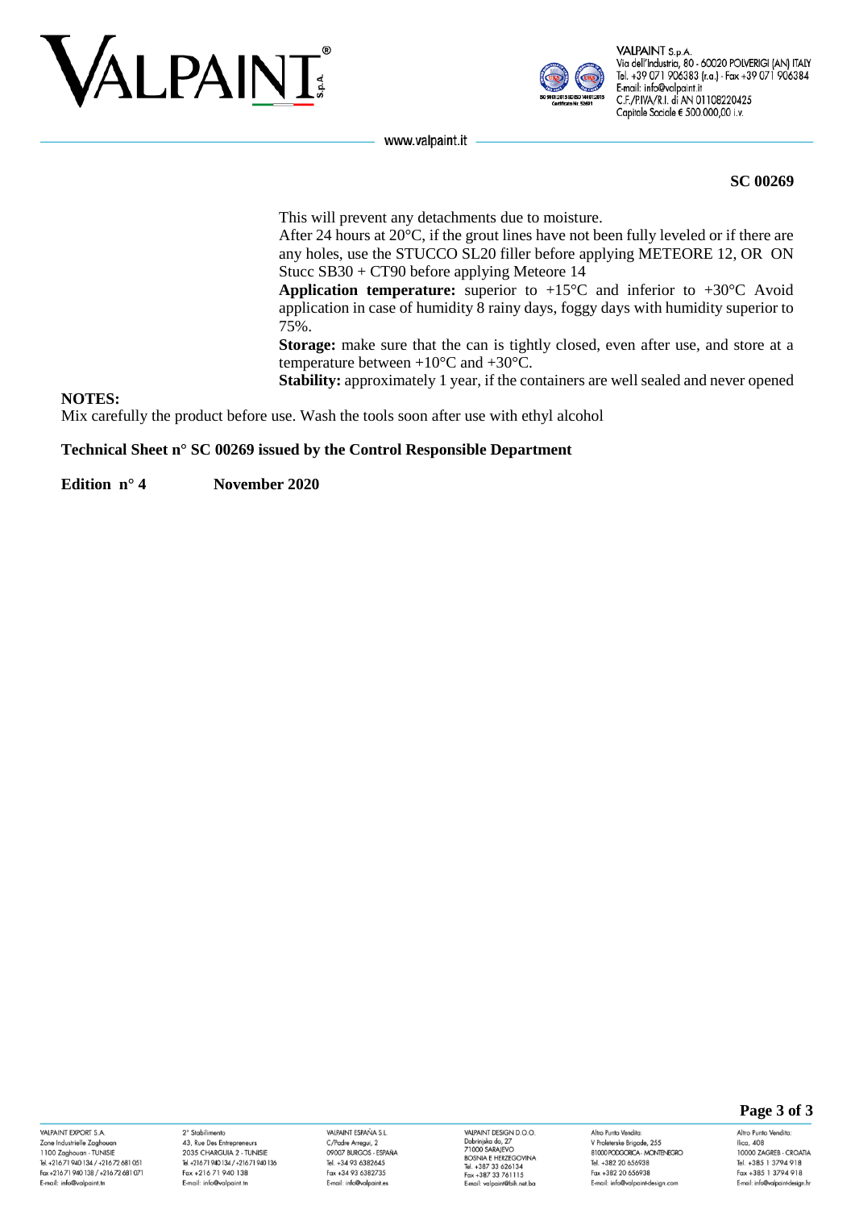SC 00269

This will prevent any detachments due to moisture.

After 24 hours at 20°C, if the grout lines have not been fully leveled or if there are any holes, use the STUCCO SL20 filler before applying METEORE 12, OR ON Stucc SB30 + CT90 before applying Meteore 14

**Application temperature:** superior to +15°C and inferior to +30°C Avoid application in case of humidity 8 rainy days, foggy days with humidity superior to 75%.

**Storage:** make sure that the can is tightly closed, even after use, and store at a temperature between +10°C and +30°C.

**Stability:** approximately 1 year, if the containers are well sealed and never opened

**NOTES:**

Mix carefully the product before use. Wash the tools soon after use with ethyl alcohol

**Technical Sheet n° SC 00269 issued by the Control Responsible Department**

**Edition n° 4 November 2020**